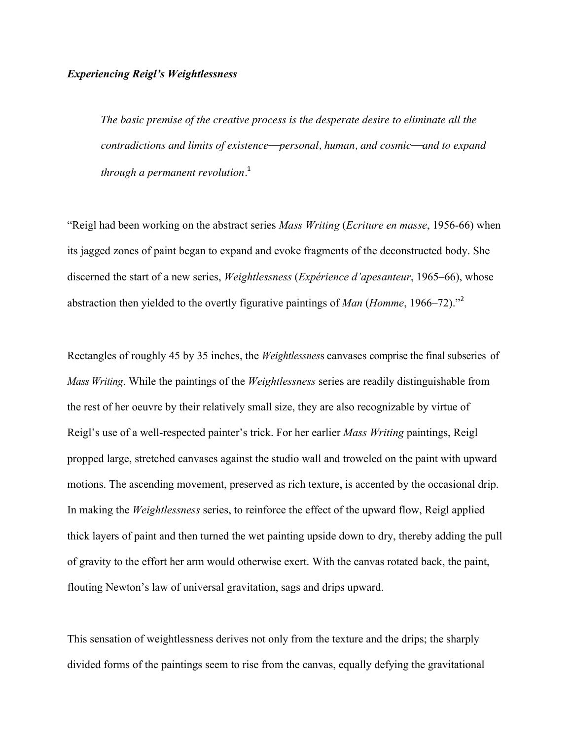***Experiencing Reigl's Weightlessness***

> *The basic premise of the creative process is the desperate desire to eliminate all the contradictions and limits of existence—personal, human, and cosmic—and to expand through a permanent revolution*.[1]

"Reigl had been working on the abstract series *Mass Writing* (*Ecriture en masse*, 1956-66) when its jagged zones of paint began to expand and evoke fragments of the deconstructed body. She discerned the start of a new series, *Weightlessness* (*Expérience d'apesanteur*, 1965–66), whose abstraction then yielded to the overtly figurative paintings of *Man* (*Homme*, 1966–72)."[2]

Rectangles of roughly 45 by 35 inches, the *Weightlessness* canvases comprise the final subseries of *Mass Writing*. While the paintings of the *Weightlessness* series are readily distinguishable from the rest of her oeuvre by their relatively small size, they are also recognizable by virtue of Reigl's use of a well-respected painter's trick. For her earlier *Mass Writing* paintings, Reigl propped large, stretched canvases against the studio wall and troweled on the paint with upward motions. The ascending movement, preserved as rich texture, is accented by the occasional drip. In making the *Weightlessness* series, to reinforce the effect of the upward flow, Reigl applied thick layers of paint and then turned the wet painting upside down to dry, thereby adding the pull of gravity to the effort her arm would otherwise exert. With the canvas rotated back, the paint, flouting Newton's law of universal gravitation, sags and drips upward.

This sensation of weightlessness derives not only from the texture and the drips; the sharply divided forms of the paintings seem to rise from the canvas, equally defying the gravitational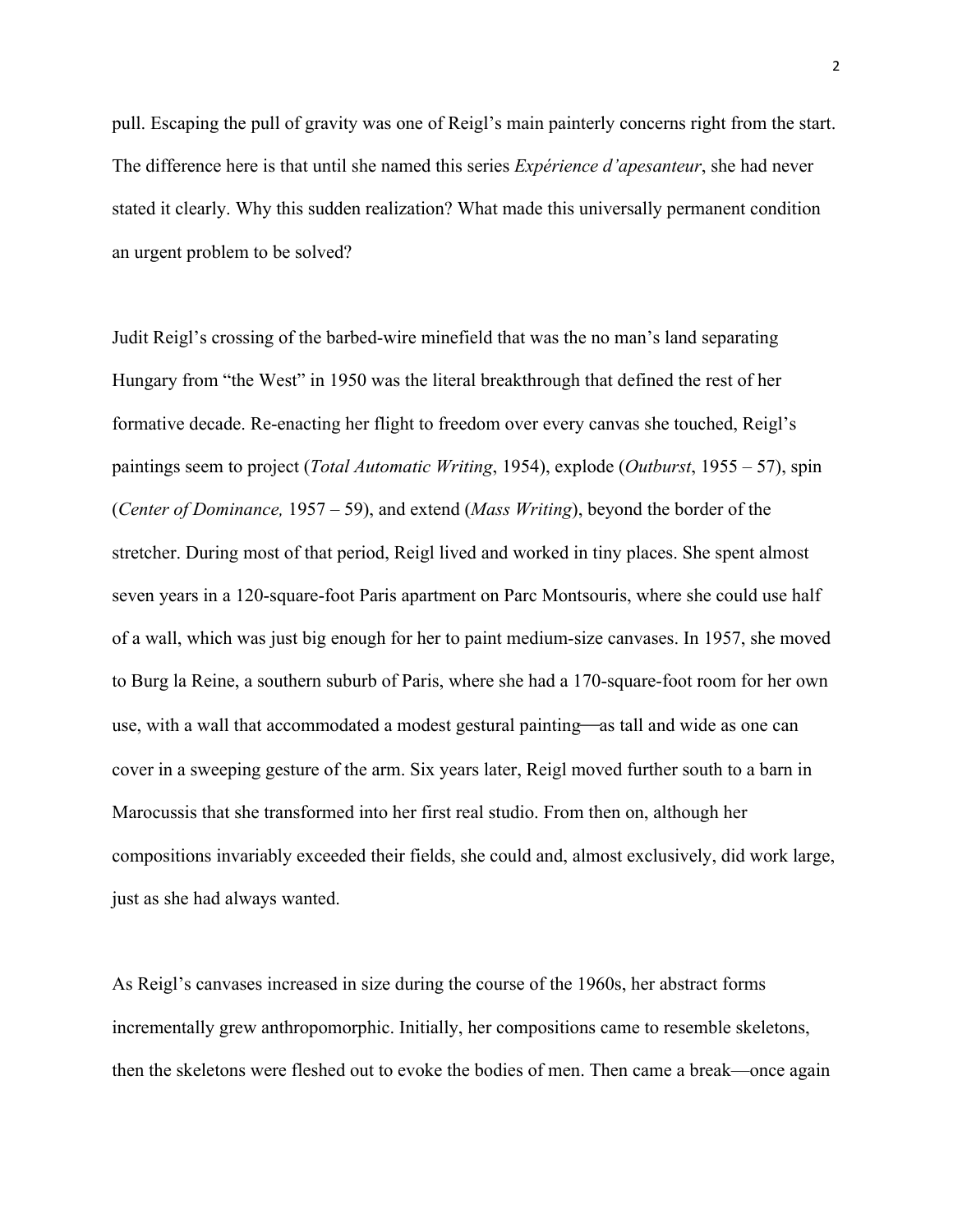pull. Escaping the pull of gravity was one of Reigl's main painterly concerns right from the start. The difference here is that until she named this series *Expérience d'apesanteur*, she had never stated it clearly. Why this sudden realization? What made this universally permanent condition an urgent problem to be solved?

Judit Reigl's crossing of the barbed-wire minefield that was the no man's land separating Hungary from "the West" in 1950 was the literal breakthrough that defined the rest of her formative decade. Re-enacting her flight to freedom over every canvas she touched, Reigl's paintings seem to project (*Total Automatic Writing*, 1954), explode (*Outburst*, 1955 – 57), spin (*Center of Dominance,* 1957 – 59), and extend (*Mass Writing*), beyond the border of the stretcher. During most of that period, Reigl lived and worked in tiny places. She spent almost seven years in a 120-square-foot Paris apartment on Parc Montsouris, where she could use half of a wall, which was just big enough for her to paint medium-size canvases. In 1957, she moved to Burg la Reine, a southern suburb of Paris, where she had a 170-square-foot room for her own use, with a wall that accommodated a modest gestural painting—as tall and wide as one can cover in a sweeping gesture of the arm. Six years later, Reigl moved further south to a barn in Marocussis that she transformed into her first real studio. From then on, although her compositions invariably exceeded their fields, she could and, almost exclusively, did work large, just as she had always wanted.

As Reigl's canvases increased in size during the course of the 1960s, her abstract forms incrementally grew anthropomorphic. Initially, her compositions came to resemble skeletons, then the skeletons were fleshed out to evoke the bodies of men. Then came a break—once again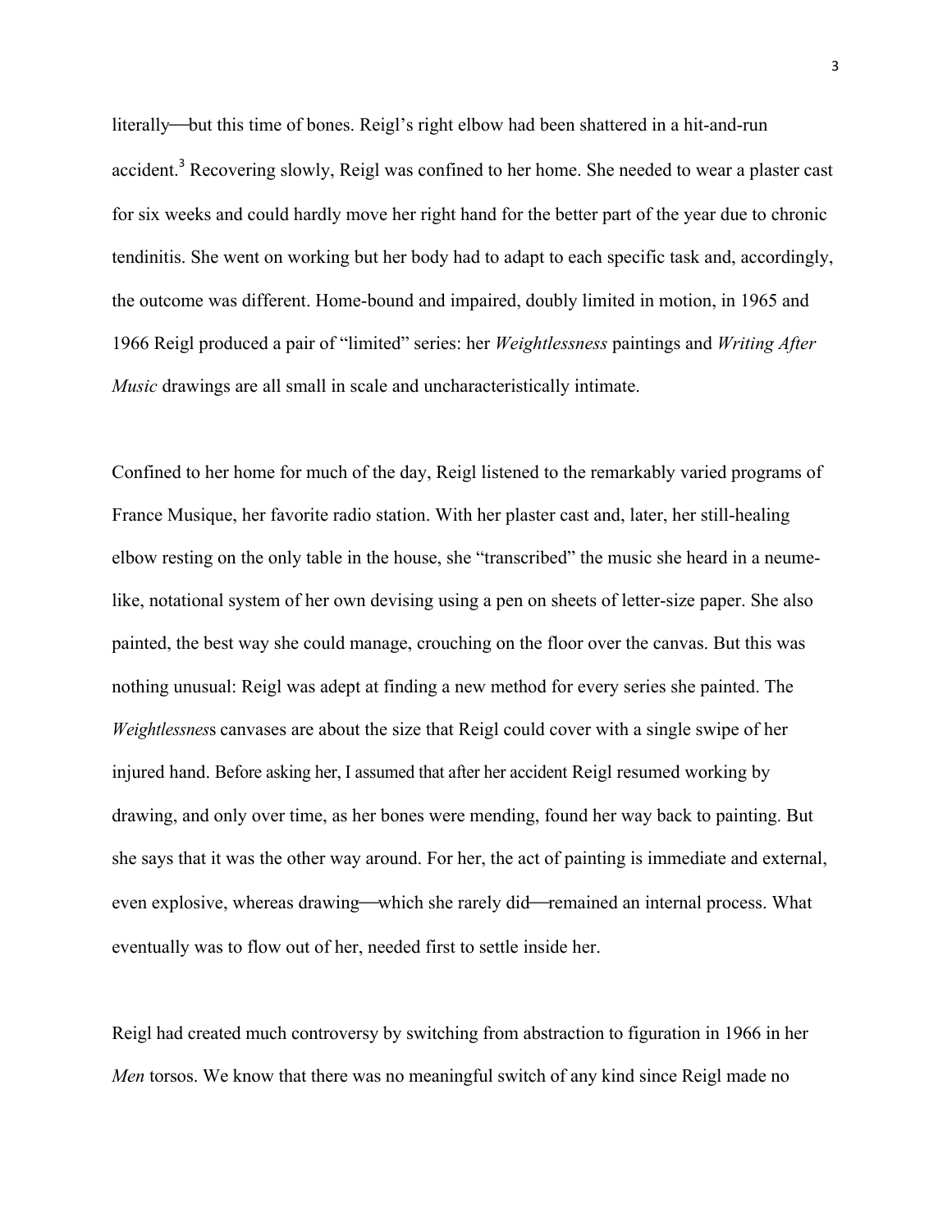literally—but this time of bones. Reigl's right elbow had been shattered in a hit-and-run accident.[3] Recovering slowly, Reigl was confined to her home. She needed to wear a plaster cast for six weeks and could hardly move her right hand for the better part of the year due to chronic tendinitis. She went on working but her body had to adapt to each specific task and, accordingly, the outcome was different. Home-bound and impaired, doubly limited in motion, in 1965 and 1966 Reigl produced a pair of "limited" series: her *Weightlessness* paintings and *Writing After Music* drawings are all small in scale and uncharacteristically intimate.

Confined to her home for much of the day, Reigl listened to the remarkably varied programs of France Musique, her favorite radio station. With her plaster cast and, later, her still-healing elbow resting on the only table in the house, she "transcribed" the music she heard in a neume-like, notational system of her own devising using a pen on sheets of letter-size paper. She also painted, the best way she could manage, crouching on the floor over the canvas. But this was nothing unusual: Reigl was adept at finding a new method for every series she painted. The *Weightlessness* canvases are about the size that Reigl could cover with a single swipe of her injured hand. Before asking her, I assumed that after her accident Reigl resumed working by drawing, and only over time, as her bones were mending, found her way back to painting. But she says that it was the other way around. For her, the act of painting is immediate and external, even explosive, whereas drawing—which she rarely did—remained an internal process. What eventually was to flow out of her, needed first to settle inside her.

Reigl had created much controversy by switching from abstraction to figuration in 1966 in her *Men* torsos. We know that there was no meaningful switch of any kind since Reigl made no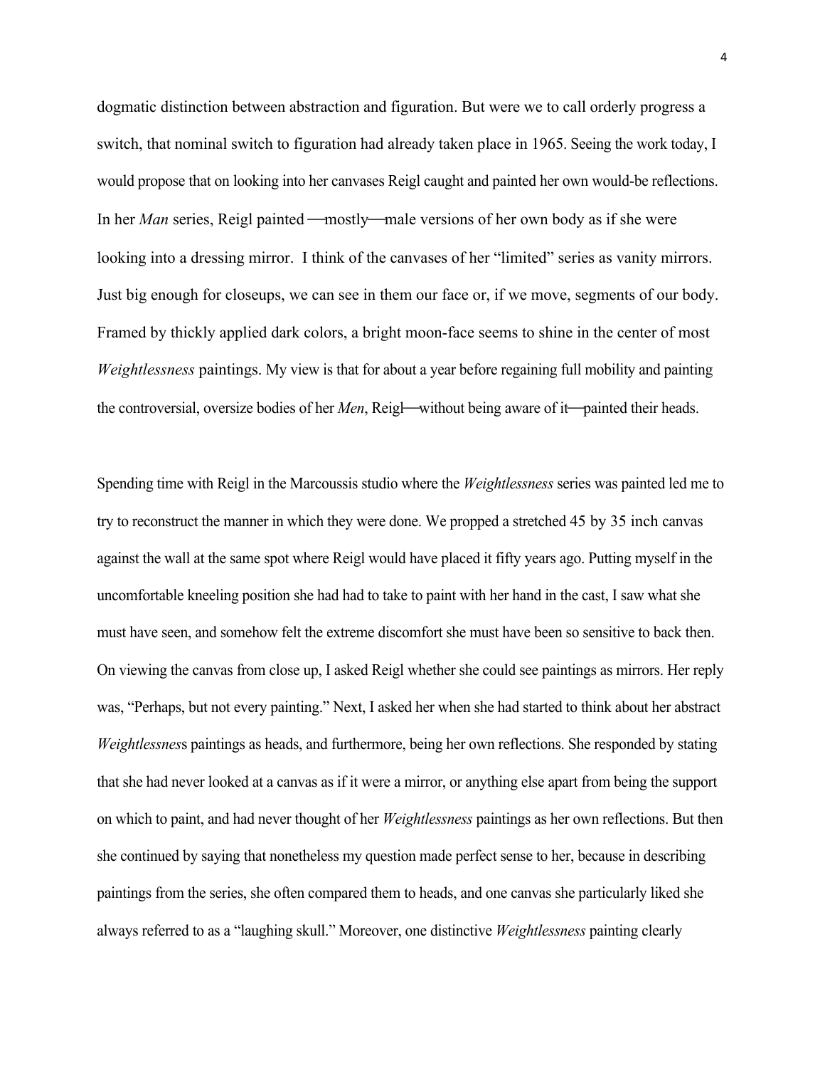dogmatic distinction between abstraction and figuration. But were we to call orderly progress a switch, that nominal switch to figuration had already taken place in 1965. Seeing the work today, I would propose that on looking into her canvases Reigl caught and painted her own would-be reflections. In her *Man* series, Reigl painted —mostly—male versions of her own body as if she were looking into a dressing mirror. I think of the canvases of her "limited" series as vanity mirrors. Just big enough for closeups, we can see in them our face or, if we move, segments of our body. Framed by thickly applied dark colors, a bright moon-face seems to shine in the center of most *Weightlessness* paintings. My view is that for about a year before regaining full mobility and painting the controversial, oversize bodies of her *Men*, Reigl—without being aware of it—painted their heads.

Spending time with Reigl in the Marcoussis studio where the *Weightlessness* series was painted led me to try to reconstruct the manner in which they were done. We propped a stretched 45 by 35 inch canvas against the wall at the same spot where Reigl would have placed it fifty years ago. Putting myself in the uncomfortable kneeling position she had had to take to paint with her hand in the cast, I saw what she must have seen, and somehow felt the extreme discomfort she must have been so sensitive to back then. On viewing the canvas from close up, I asked Reigl whether she could see paintings as mirrors. Her reply was, "Perhaps, but not every painting." Next, I asked her when she had started to think about her abstract *Weightlessness* paintings as heads, and furthermore, being her own reflections. She responded by stating that she had never looked at a canvas as if it were a mirror, or anything else apart from being the support on which to paint, and had never thought of her *Weightlessness* paintings as her own reflections. But then she continued by saying that nonetheless my question made perfect sense to her, because in describing paintings from the series, she often compared them to heads, and one canvas she particularly liked she always referred to as a "laughing skull." Moreover, one distinctive *Weightlessness* painting clearly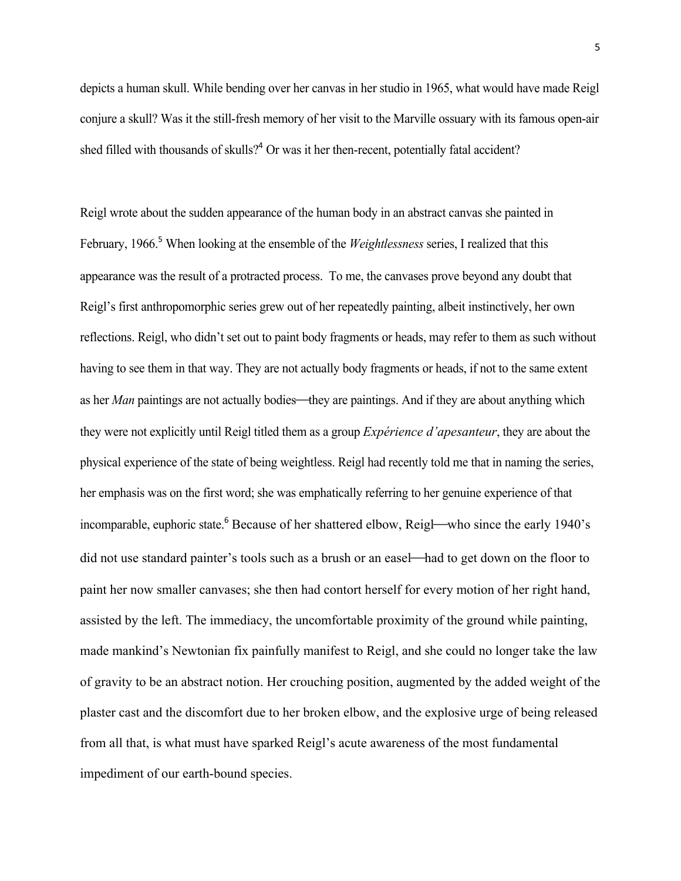depicts a human skull. While bending over her canvas in her studio in 1965, what would have made Reigl conjure a skull? Was it the still-fresh memory of her visit to the Marville ossuary with its famous open-air shed filled with thousands of skulls?[4] Or was it her then-recent, potentially fatal accident?

Reigl wrote about the sudden appearance of the human body in an abstract canvas she painted in February, 1966.[5] When looking at the ensemble of the *Weightlessness* series, I realized that this appearance was the result of a protracted process. To me, the canvases prove beyond any doubt that Reigl's first anthropomorphic series grew out of her repeatedly painting, albeit instinctively, her own reflections. Reigl, who didn't set out to paint body fragments or heads, may refer to them as such without having to see them in that way. They are not actually body fragments or heads, if not to the same extent as her *Man* paintings are not actually bodies—they are paintings. And if they are about anything which they were not explicitly until Reigl titled them as a group *Expérience d'apesanteur*, they are about the physical experience of the state of being weightless. Reigl had recently told me that in naming the series, her emphasis was on the first word; she was emphatically referring to her genuine experience of that incomparable, euphoric state.[6] Because of her shattered elbow, Reigl—who since the early 1940's did not use standard painter's tools such as a brush or an easel—had to get down on the floor to paint her now smaller canvases; she then had contort herself for every motion of her right hand, assisted by the left. The immediacy, the uncomfortable proximity of the ground while painting, made mankind's Newtonian fix painfully manifest to Reigl, and she could no longer take the law of gravity to be an abstract notion. Her crouching position, augmented by the added weight of the plaster cast and the discomfort due to her broken elbow, and the explosive urge of being released from all that, is what must have sparked Reigl's acute awareness of the most fundamental impediment of our earth-bound species.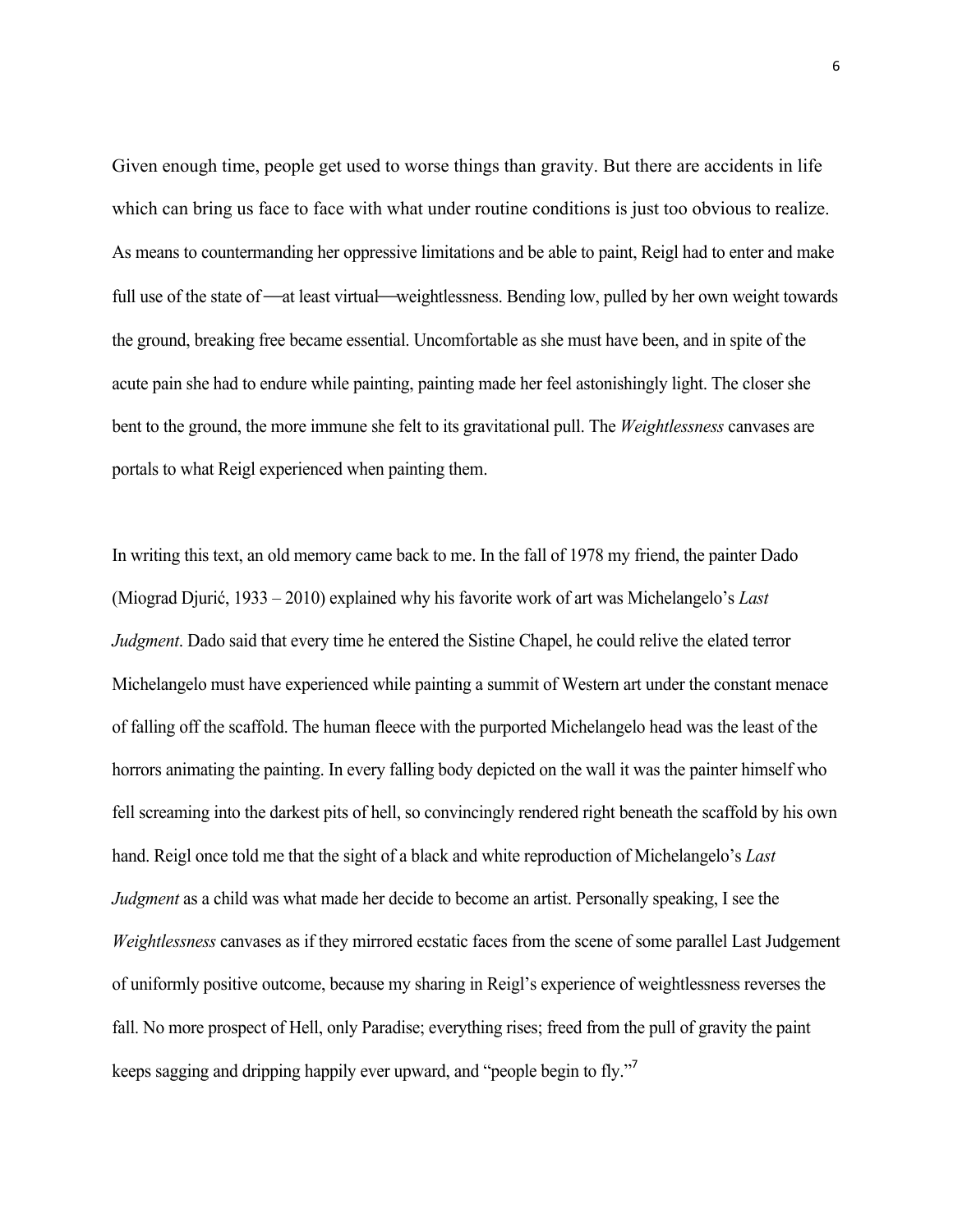Given enough time, people get used to worse things than gravity. But there are accidents in life which can bring us face to face with what under routine conditions is just too obvious to realize. As means to countermanding her oppressive limitations and be able to paint, Reigl had to enter and make full use of the state of —at least virtual— weightlessness. Bending low, pulled by her own weight towards the ground, breaking free became essential. Uncomfortable as she must have been, and in spite of the acute pain she had to endure while painting, painting made her feel astonishingly light. The closer she bent to the ground, the more immune she felt to its gravitational pull. The *Weightlessness* canvases are portals to what Reigl experienced when painting them.

In writing this text, an old memory came back to me. In the fall of 1978 my friend, the painter Dado (Miograd Djurić, 1933 – 2010) explained why his favorite work of art was Michelangelo's *Last Judgment*. Dado said that every time he entered the Sistine Chapel, he could relive the elated terror Michelangelo must have experienced while painting a summit of Western art under the constant menace of falling off the scaffold. The human fleece with the purported Michelangelo head was the least of the horrors animating the painting. In every falling body depicted on the wall it was the painter himself who fell screaming into the darkest pits of hell, so convincingly rendered right beneath the scaffold by his own hand. Reigl once told me that the sight of a black and white reproduction of Michelangelo's *Last Judgment* as a child was what made her decide to become an artist. Personally speaking, I see the *Weightlessness* canvases as if they mirrored ecstatic faces from the scene of some parallel Last Judgement of uniformly positive outcome, because my sharing in Reigl's experience of weightlessness reverses the fall. No more prospect of Hell, only Paradise; everything rises; freed from the pull of gravity the paint keeps sagging and dripping happily ever upward, and "people begin to fly."[7]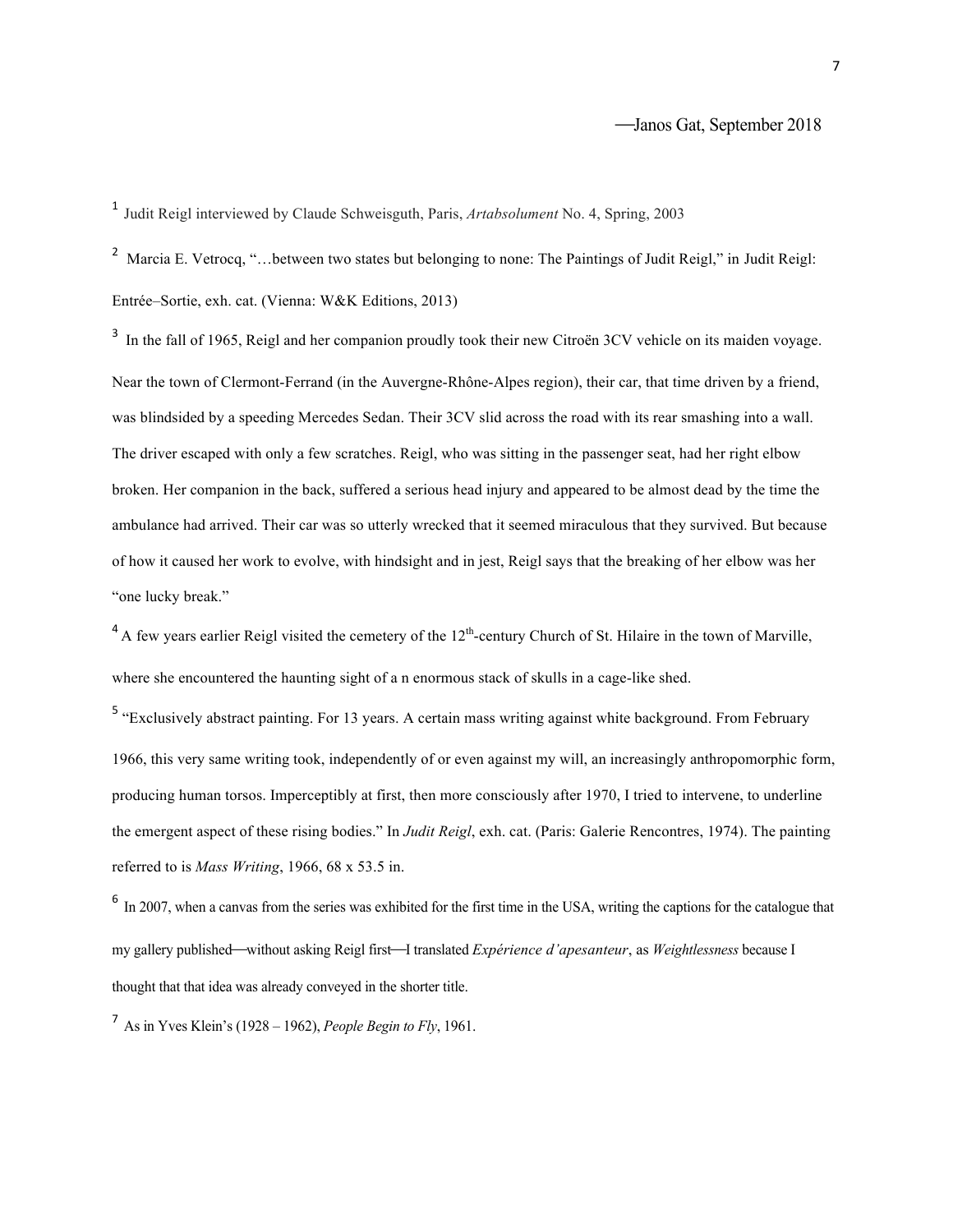—Janos Gat, September 2018

[1] Judit Reigl interviewed by Claude Schweisguth, Paris, *Artabsolument* No. 4, Spring, 2003

[2] Marcia E. Vetrocq, "…between two states but belonging to none: The Paintings of Judit Reigl," in Judit Reigl: Entrée–Sortie, exh. cat. (Vienna: W&K Editions, 2013)

[3] In the fall of 1965, Reigl and her companion proudly took their new Citroën 3CV vehicle on its maiden voyage. Near the town of Clermont-Ferrand (in the Auvergne-Rhône-Alpes region), their car, that time driven by a friend, was blindsided by a speeding Mercedes Sedan. Their 3CV slid across the road with its rear smashing into a wall. The driver escaped with only a few scratches. Reigl, who was sitting in the passenger seat, had her right elbow broken. Her companion in the back, suffered a serious head injury and appeared to be almost dead by the time the ambulance had arrived. Their car was so utterly wrecked that it seemed miraculous that they survived. But because of how it caused her work to evolve, with hindsight and in jest, Reigl says that the breaking of her elbow was her "one lucky break."

[4] A few years earlier Reigl visited the cemetery of the 12th-century Church of St. Hilaire in the town of Marville, where she encountered the haunting sight of a n enormous stack of skulls in a cage-like shed.

[5] "Exclusively abstract painting. For 13 years. A certain mass writing against white background. From February 1966, this very same writing took, independently of or even against my will, an increasingly anthropomorphic form, producing human torsos. Imperceptibly at first, then more consciously after 1970, I tried to intervene, to underline the emergent aspect of these rising bodies." In *Judit Reigl*, exh. cat. (Paris: Galerie Rencontres, 1974). The painting referred to is *Mass Writing*, 1966, 68 x 53.5 in.

[6] In 2007, when a canvas from the series was exhibited for the first time in the USA, writing the captions for the catalogue that my gallery published—without asking Reigl first—I translated *Expérience d'apesanteur*, as *Weightlessness* because I thought that that idea was already conveyed in the shorter title.

[7] As in Yves Klein's (1928 – 1962), *People Begin to Fly*, 1961.